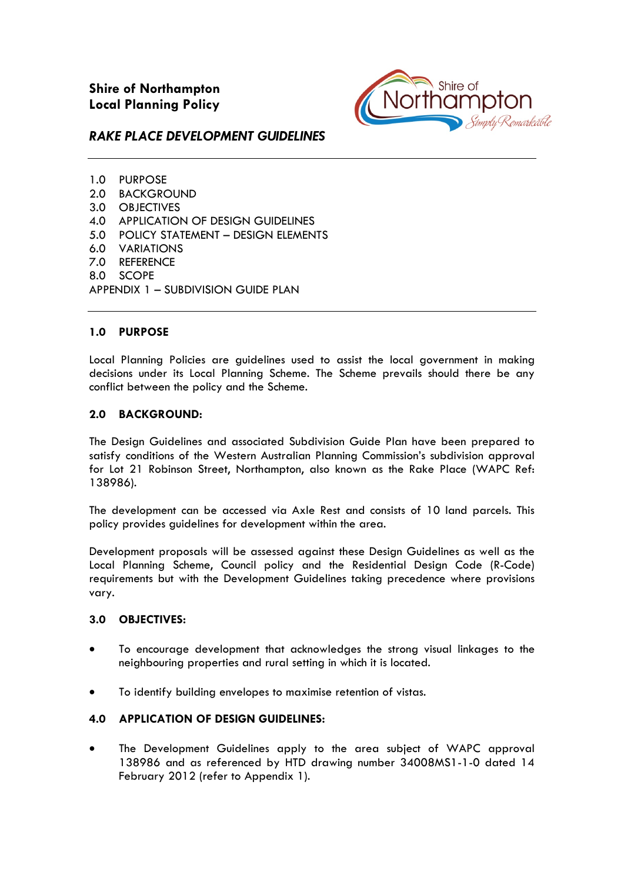**Shire of Northampton**
**Local Planning Policy**

# *RAKE PLACE DEVELOPMENT GUIDELINES*

---

1.0 PURPOSE
2.0 BACKGROUND
3.0 OBJECTIVES
4.0 APPLICATION OF DESIGN GUIDELINES
5.0 POLICY STATEMENT – DESIGN ELEMENTS
6.0 VARIATIONS
7.0 REFERENCE
8.0 SCOPE
APPENDIX 1 – SUBDIVISION GUIDE PLAN

---

## 1.0 PURPOSE

Local Planning Policies are guidelines used to assist the local government in making decisions under its Local Planning Scheme. The Scheme prevails should there be any conflict between the policy and the Scheme.

## 2.0 BACKGROUND:

The Design Guidelines and associated Subdivision Guide Plan have been prepared to satisfy conditions of the Western Australian Planning Commission's subdivision approval for Lot 21 Robinson Street, Northampton, also known as the Rake Place (WAPC Ref: 138986).

The development can be accessed via Axle Rest and consists of 10 land parcels. This policy provides guidelines for development within the area.

Development proposals will be assessed against these Design Guidelines as well as the Local Planning Scheme, Council policy and the Residential Design Code (R-Code) requirements but with the Development Guidelines taking precedence where provisions vary.

## 3.0 OBJECTIVES:

- To encourage development that acknowledges the strong visual linkages to the neighbouring properties and rural setting in which it is located.

- To identify building envelopes to maximise retention of vistas.

## 4.0 APPLICATION OF DESIGN GUIDELINES:

- The Development Guidelines apply to the area subject of WAPC approval 138986 and as referenced by HTD drawing number 34008MS1-1-0 dated 14 February 2012 (refer to Appendix 1).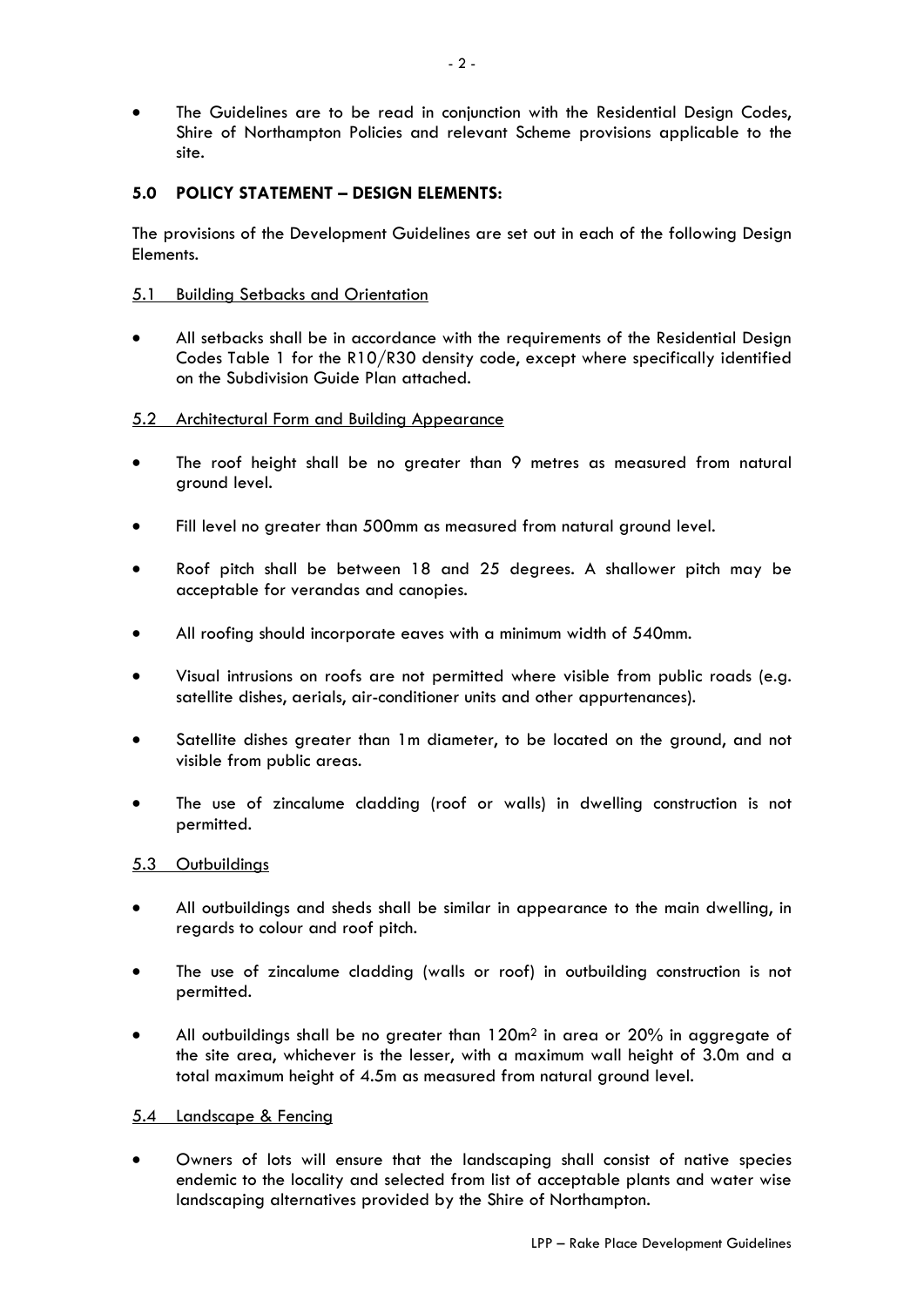- The Guidelines are to be read in conjunction with the Residential Design Codes, Shire of Northampton Policies and relevant Scheme provisions applicable to the site.

## 5.0 POLICY STATEMENT – DESIGN ELEMENTS:

The provisions of the Development Guidelines are set out in each of the following Design Elements.

### 5.1 Building Setbacks and Orientation

- All setbacks shall be in accordance with the requirements of the Residential Design Codes Table 1 for the R10/R30 density code, except where specifically identified on the Subdivision Guide Plan attached.

### 5.2 Architectural Form and Building Appearance

- The roof height shall be no greater than 9 metres as measured from natural ground level.
- Fill level no greater than 500mm as measured from natural ground level.
- Roof pitch shall be between 18 and 25 degrees. A shallower pitch may be acceptable for verandas and canopies.
- All roofing should incorporate eaves with a minimum width of 540mm.
- Visual intrusions on roofs are not permitted where visible from public roads (e.g. satellite dishes, aerials, air-conditioner units and other appurtenances).
- Satellite dishes greater than 1m diameter, to be located on the ground, and not visible from public areas.
- The use of zincalume cladding (roof or walls) in dwelling construction is not permitted.

### 5.3 Outbuildings

- All outbuildings and sheds shall be similar in appearance to the main dwelling, in regards to colour and roof pitch.
- The use of zincalume cladding (walls or roof) in outbuilding construction is not permitted.
- All outbuildings shall be no greater than 120m$^2$ in area or 20% in aggregate of the site area, whichever is the lesser, with a maximum wall height of 3.0m and a total maximum height of 4.5m as measured from natural ground level.

### 5.4 Landscape & Fencing

- Owners of lots will ensure that the landscaping shall consist of native species endemic to the locality and selected from list of acceptable plants and water wise landscaping alternatives provided by the Shire of Northampton.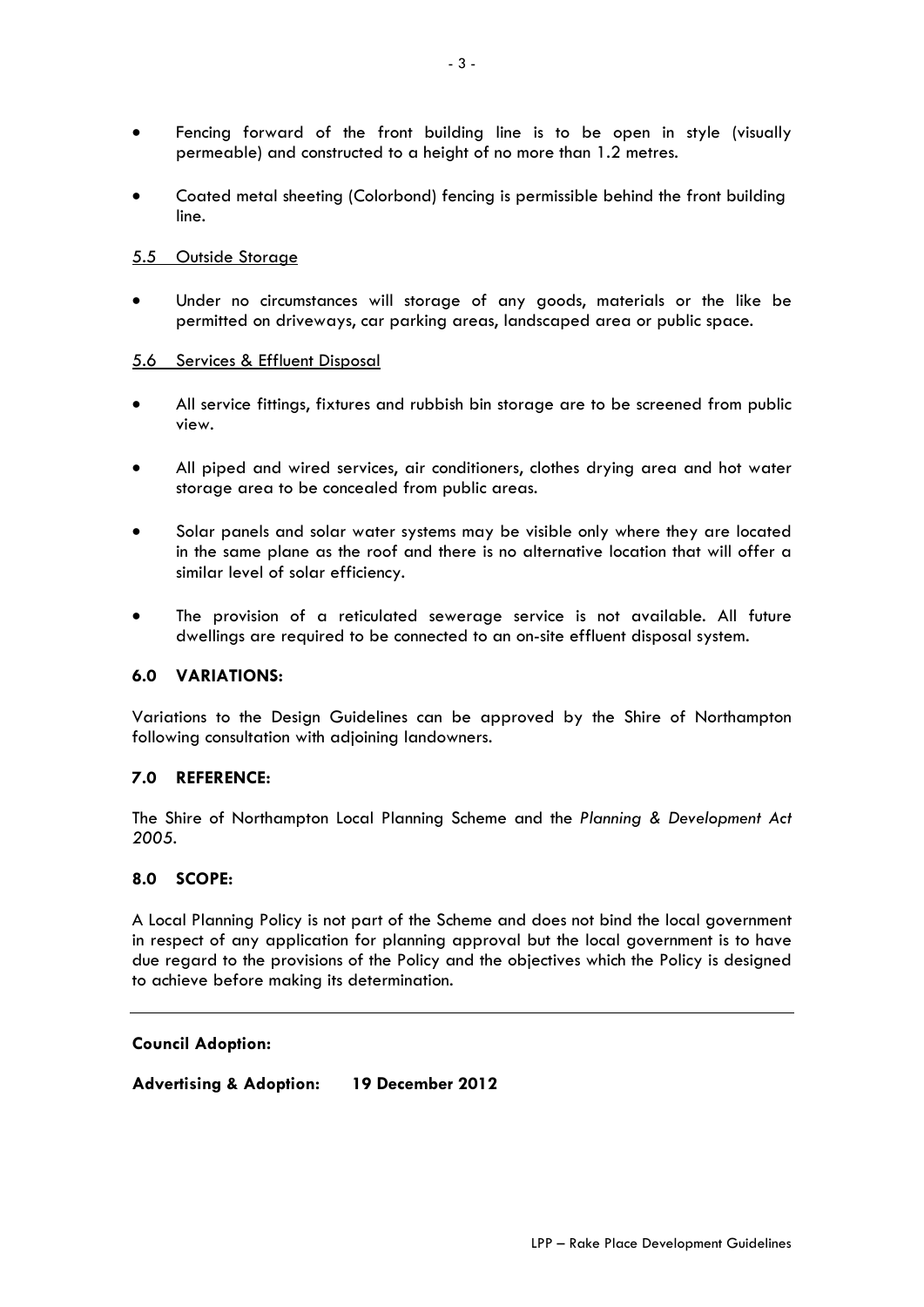- Fencing forward of the front building line is to be open in style (visually permeable) and constructed to a height of no more than 1.2 metres.

- Coated metal sheeting (Colorbond) fencing is permissible behind the front building line.

5.5 Outside Storage

- Under no circumstances will storage of any goods, materials or the like be permitted on driveways, car parking areas, landscaped area or public space.

5.6 Services & Effluent Disposal

- All service fittings, fixtures and rubbish bin storage are to be screened from public view.

- All piped and wired services, air conditioners, clothes drying area and hot water storage area to be concealed from public areas.

- Solar panels and solar water systems may be visible only where they are located in the same plane as the roof and there is no alternative location that will offer a similar level of solar efficiency.

- The provision of a reticulated sewerage service is not available. All future dwellings are required to be connected to an on-site effluent disposal system.

## 6.0 VARIATIONS:

Variations to the Design Guidelines can be approved by the Shire of Northampton following consultation with adjoining landowners.

## 7.0 REFERENCE:

The Shire of Northampton Local Planning Scheme and the *Planning & Development Act 2005*.

## 8.0 SCOPE:

A Local Planning Policy is not part of the Scheme and does not bind the local government in respect of any application for planning approval but the local government is to have due regard to the provisions of the Policy and the objectives which the Policy is designed to achieve before making its determination.

---

**Council Adoption:**

**Advertising & Adoption: 19 December 2012**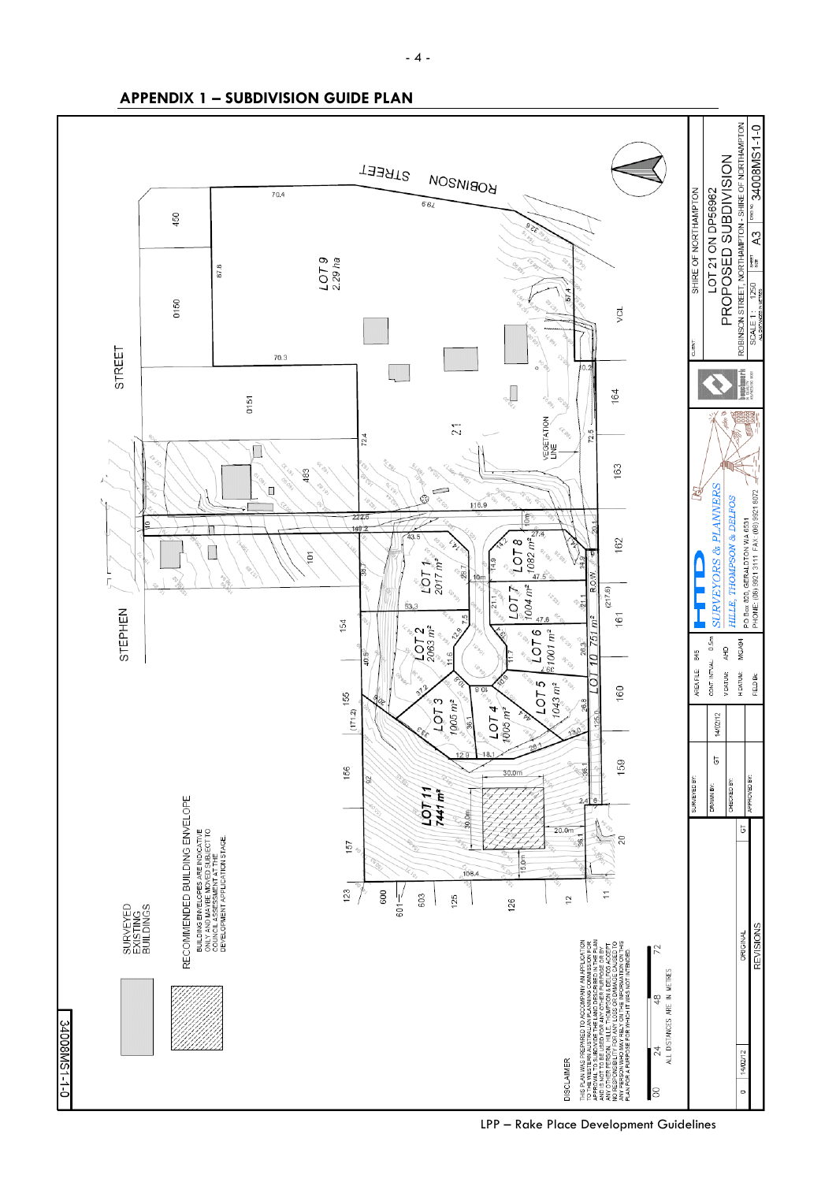## APPENDIX 1 – SUBDIVISION GUIDE PLAN

STEPHEN STREET

ROBINSON STREET

LOT 9
2.29 ha

LOT 1
2017 m²

LOT 2
2083 m²

LOT 3
1005 m²

LOT 4
1005 m²

LOT 5
1043 m²

LOT 6
1001 m²

LOT 7
1004 m²

LOT 8
1082 m²

LOT 10 751 m²

LOT 11
7441 m²

VEGETATION LINE

VCL

R.O.W.

SURVEYED EXISTING BUILDINGS

RECOMMENDED BUILDING ENVELOPE

BUILDING ENVELOPES ARE INDICATIVE ONLY AND MAY BE MOVED SUBJECT TO COUNCIL ASSESSMENT AT THE DEVELOPMENT APPLICATION STAGE.

DISCLAIMER

THIS PLAN WAS PREPARED TO ACCOMPANY AN APPLICATION TO THE WESTERN AUSTRALIAN PLANNING COMMISSION FOR APPROVAL TO SUBDIVIDE THE LAND DESCRIBED IN THE PLAN AND IS NOT TO BE USED FOR ANY OTHER PURPOSE OR BY ANY OTHER PERSON. HILLE, THOMPSON & DELFOS ACCEPT NO RESPONSIBILITY FOR ANY LOSS OR DAMAGE CAUSED TO ANY PERSON WHO MAY RELY ON THE INFORMATION ON THIS PLAN FOR A PURPOSE FOR WHICH IT WAS NOT INTENDED.

0 24 48 72
ALL DISTANCES ARE IN METRES

| | |
|---|---|
| SURVEYED BY: | |
| DRAWN BY: | GT |
| CHECKED BY: | |
| APPROVED BY: | |
| AREA FILE: | 845 |
| CONT. INTVAL: | 0.5m |
| V DATUM: | AHD |
| H DATUM: | MGA94 |
| FIELD Bk: | |

REVISIONS: 0 | 14/02/12 | ORIGINAL | GT

HTD SURVEYORS & PLANNERS
HILLE, THOMPSON & DELFOS
PO Box 820, GERALDTON WA 6531
PHONE: (08) 9921 3111 FAX: (08) 9921 6072

CLIENT: SHIRE OF NORTHAMPTON

LOT 21 ON DP56962
PROPOSED SUBDIVISION
ROBINSON STREET, NORTHAMPTON - SHIRE OF NORTHAMPTON

SCALE 1 : 1250 (ALL DISTANCES IN METRES) | SHEET SIZE A3 | DWG No. 34008MS1-1-0

34008MS1-1-0